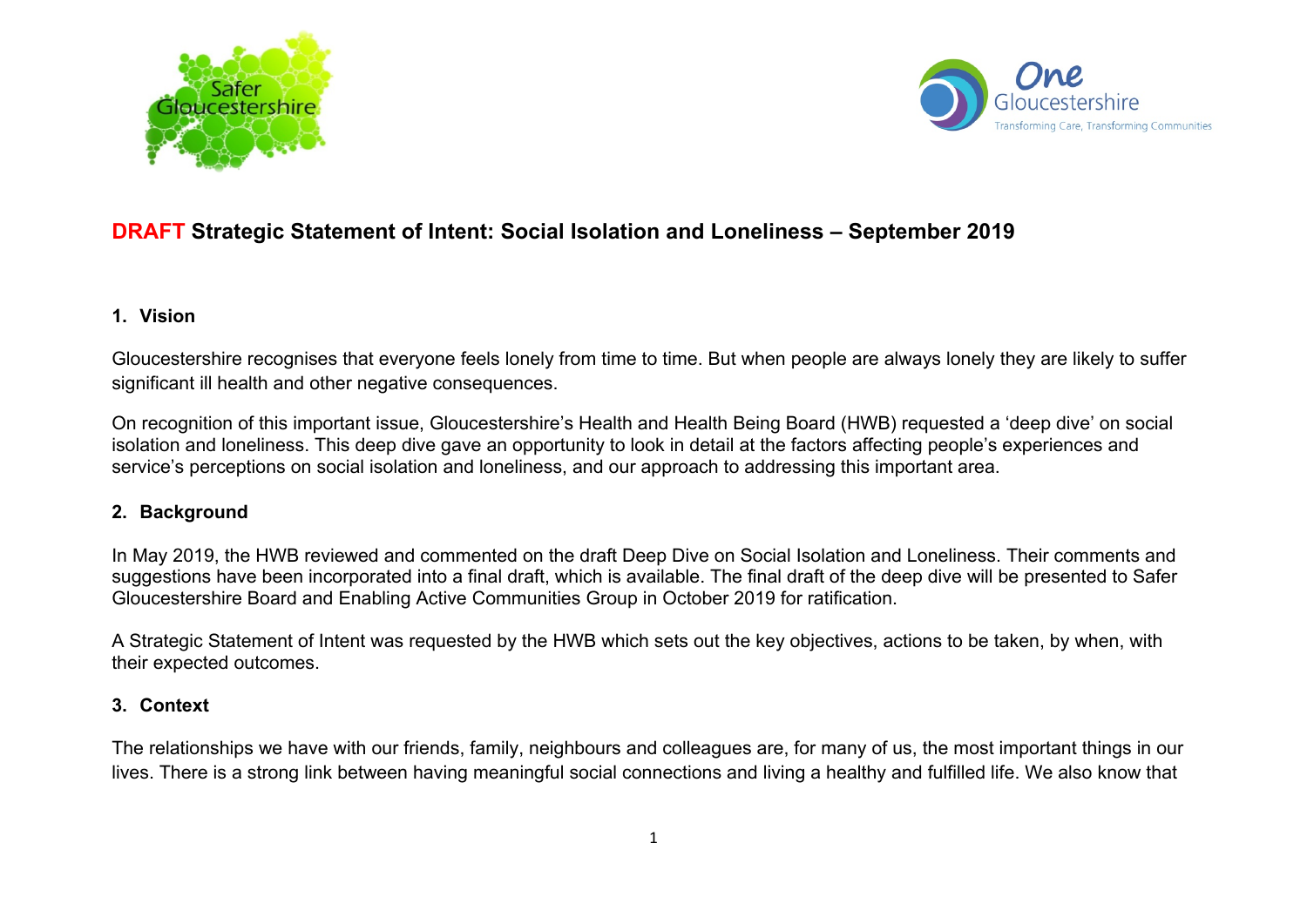# DRAFT Strategic Statement of Intent: Social Isolation and Loneliness – September 2019

## 1. Vision

Gloucestershire recognises that everyone feels lonely from time to time. But when people are always lonely they are likely to suffer significant ill health and other negative consequences.

On recognition of this important issue, Gloucestershire's Health and Health Being Board (HWB) requested a 'deep dive' on social isolation and loneliness. This deep dive gave an opportunity to look in detail at the factors affecting people's experiences and service's perceptions on social isolation and loneliness, and our approach to addressing this important area.

## 2. Background

In May 2019, the HWB reviewed and commented on the draft Deep Dive on Social Isolation and Loneliness. Their comments and suggestions have been incorporated into a final draft, which is available. The final draft of the deep dive will be presented to Safer Gloucestershire Board and Enabling Active Communities Group in October 2019 for ratification.

A Strategic Statement of Intent was requested by the HWB which sets out the key objectives, actions to be taken, by when, with their expected outcomes.

## 3. Context

The relationships we have with our friends, family, neighbours and colleagues are, for many of us, the most important things in our lives. There is a strong link between having meaningful social connections and living a healthy and fulfilled life. We also know that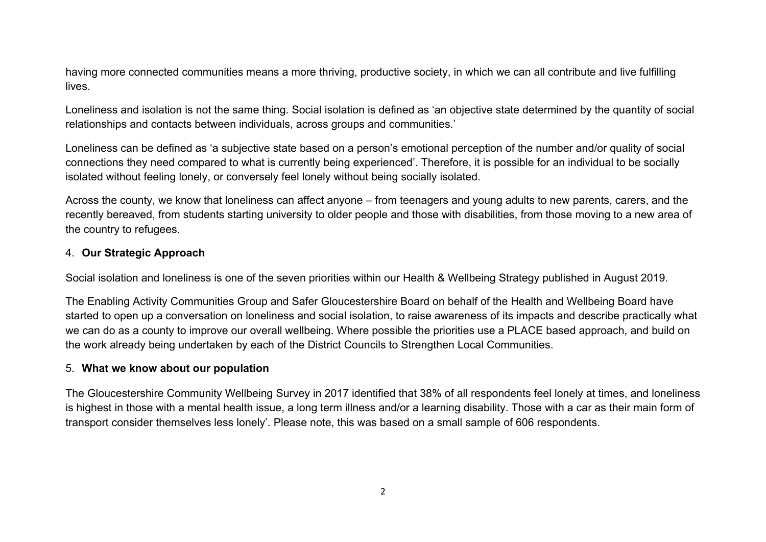having more connected communities means a more thriving, productive society, in which we can all contribute and live fulfilling lives.

Loneliness and isolation is not the same thing. Social isolation is defined as 'an objective state determined by the quantity of social relationships and contacts between individuals, across groups and communities.'

Loneliness can be defined as 'a subjective state based on a person's emotional perception of the number and/or quality of social connections they need compared to what is currently being experienced'. Therefore, it is possible for an individual to be socially isolated without feeling lonely, or conversely feel lonely without being socially isolated.

Across the county, we know that loneliness can affect anyone – from teenagers and young adults to new parents, carers, and the recently bereaved, from students starting university to older people and those with disabilities, from those moving to a new area of the country to refugees.

## 4. **Our Strategic Approach**

Social isolation and loneliness is one of the seven priorities within our Health & Wellbeing Strategy published in August 2019.

The Enabling Activity Communities Group and Safer Gloucestershire Board on behalf of the Health and Wellbeing Board have started to open up a conversation on loneliness and social isolation, to raise awareness of its impacts and describe practically what we can do as a county to improve our overall wellbeing. Where possible the priorities use a PLACE based approach, and build on the work already being undertaken by each of the District Councils to Strengthen Local Communities.

## 5. **What we know about our population**

The Gloucestershire Community Wellbeing Survey in 2017 identified that 38% of all respondents feel lonely at times, and loneliness is highest in those with a mental health issue, a long term illness and/or a learning disability. Those with a car as their main form of transport consider themselves less lonely'. Please note, this was based on a small sample of 606 respondents.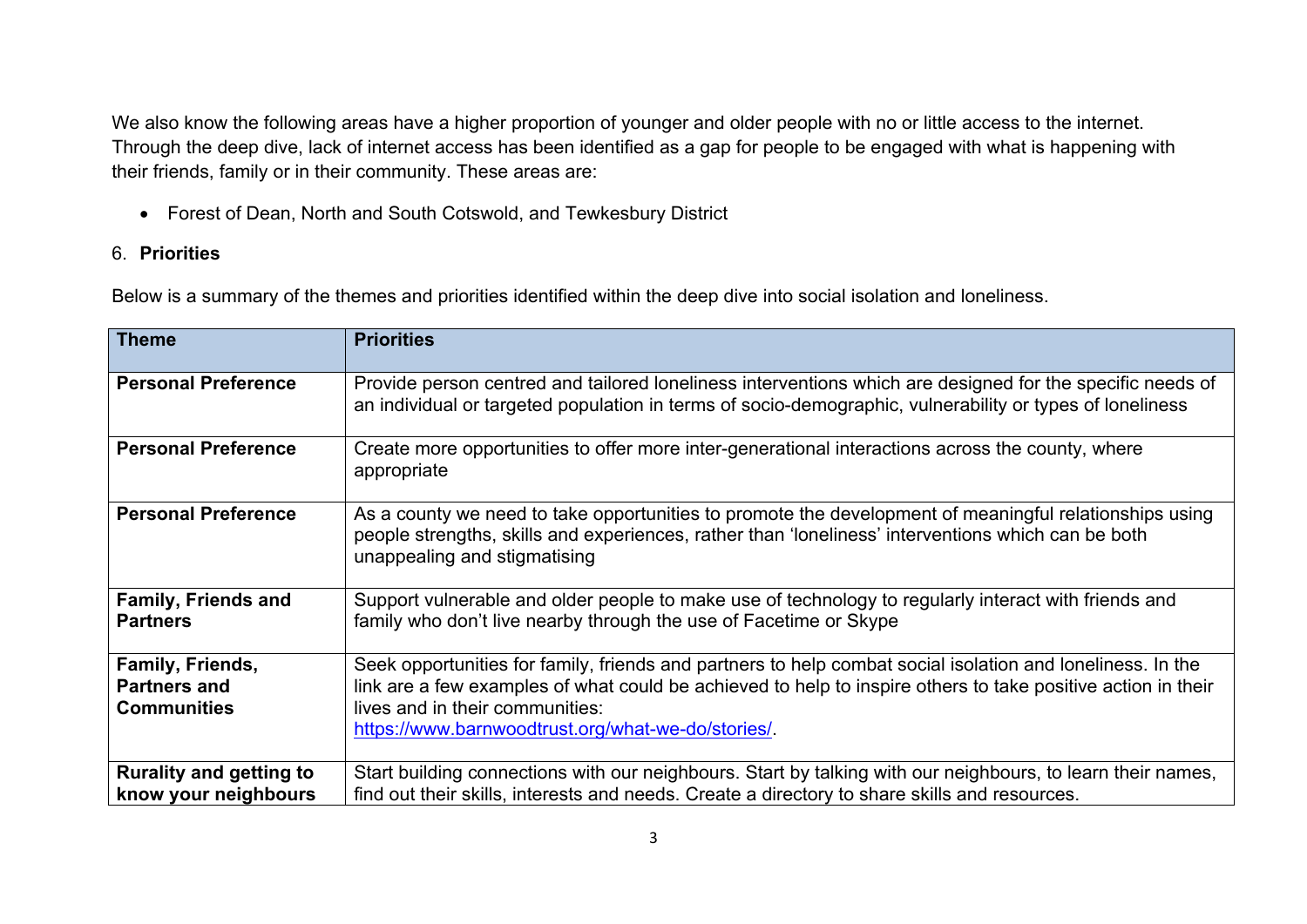We also know the following areas have a higher proportion of younger and older people with no or little access to the internet. Through the deep dive, lack of internet access has been identified as a gap for people to be engaged with what is happening with their friends, family or in their community. These areas are:

- Forest of Dean, North and South Cotswold, and Tewkesbury District

## 6. Priorities

Below is a summary of the themes and priorities identified within the deep dive into social isolation and loneliness.

| Theme | Priorities |
|---|---|
| **Personal Preference** | Provide person centred and tailored loneliness interventions which are designed for the specific needs of an individual or targeted population in terms of socio-demographic, vulnerability or types of loneliness |
| **Personal Preference** | Create more opportunities to offer more inter-generational interactions across the county, where appropriate |
| **Personal Preference** | As a county we need to take opportunities to promote the development of meaningful relationships using people strengths, skills and experiences, rather than 'loneliness' interventions which can be both unappealing and stigmatising |
| **Family, Friends and Partners** | Support vulnerable and older people to make use of technology to regularly interact with friends and family who don't live nearby through the use of Facetime or Skype |
| **Family, Friends, Partners and Communities** | Seek opportunities for family, friends and partners to help combat social isolation and loneliness. In the link are a few examples of what could be achieved to help to inspire others to take positive action in their lives and in their communities: [https://www.barnwoodtrust.org/what-we-do/stories/](https://www.barnwoodtrust.org/what-we-do/stories/). |
| **Rurality and getting to know your neighbours** | Start building connections with our neighbours. Start by talking with our neighbours, to learn their names, find out their skills, interests and needs. Create a directory to share skills and resources. |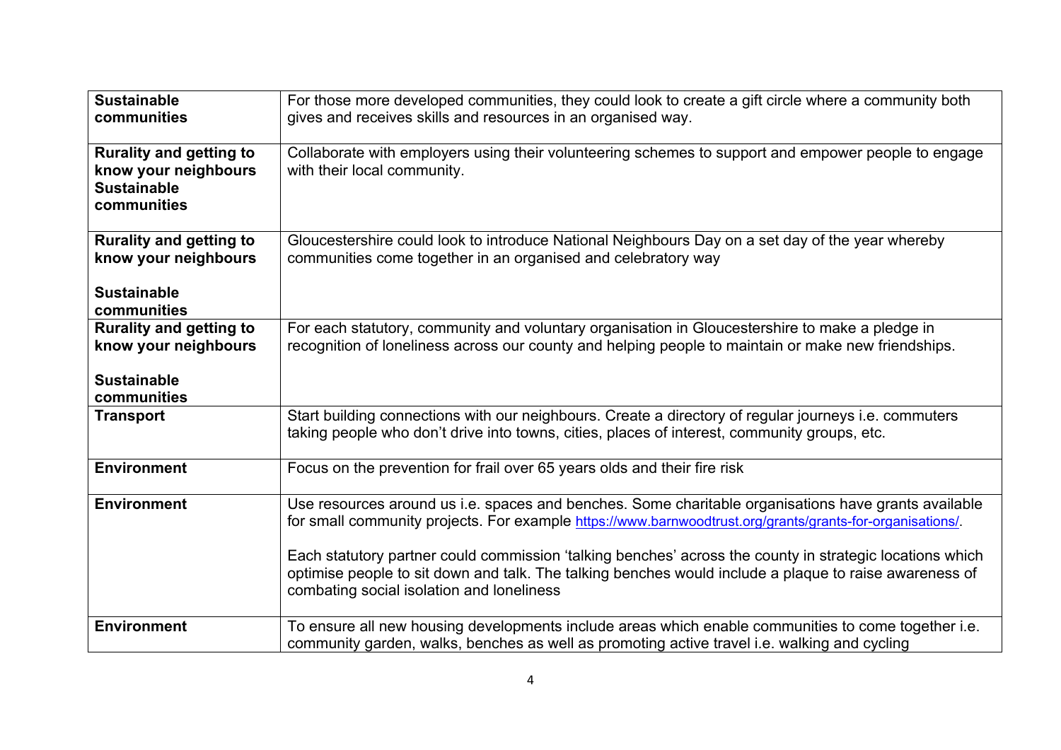| | |
|---|---|
| **Sustainable communities** | For those more developed communities, they could look to create a gift circle where a community both gives and receives skills and resources in an organised way. |
| **Rurality and getting to know your neighbours** **Sustainable communities** | Collaborate with employers using their volunteering schemes to support and empower people to engage with their local community. |
| **Rurality and getting to know your neighbours** **Sustainable communities** | Gloucestershire could look to introduce National Neighbours Day on a set day of the year whereby communities come together in an organised and celebratory way |
| **Rurality and getting to know your neighbours** **Sustainable communities** | For each statutory, community and voluntary organisation in Gloucestershire to make a pledge in recognition of loneliness across our county and helping people to maintain or make new friendships. |
| **Transport** | Start building connections with our neighbours. Create a directory of regular journeys i.e. commuters taking people who don't drive into towns, cities, places of interest, community groups, etc. |
| **Environment** | Focus on the prevention for frail over 65 years olds and their fire risk |
| **Environment** | Use resources around us i.e. spaces and benches. Some charitable organisations have grants available for small community projects. For example https://www.barnwoodtrust.org/grants/grants-for-organisations/. Each statutory partner could commission 'talking benches' across the county in strategic locations which optimise people to sit down and talk. The talking benches would include a plaque to raise awareness of combating social isolation and loneliness |
| **Environment** | To ensure all new housing developments include areas which enable communities to come together i.e. community garden, walks, benches as well as promoting active travel i.e. walking and cycling |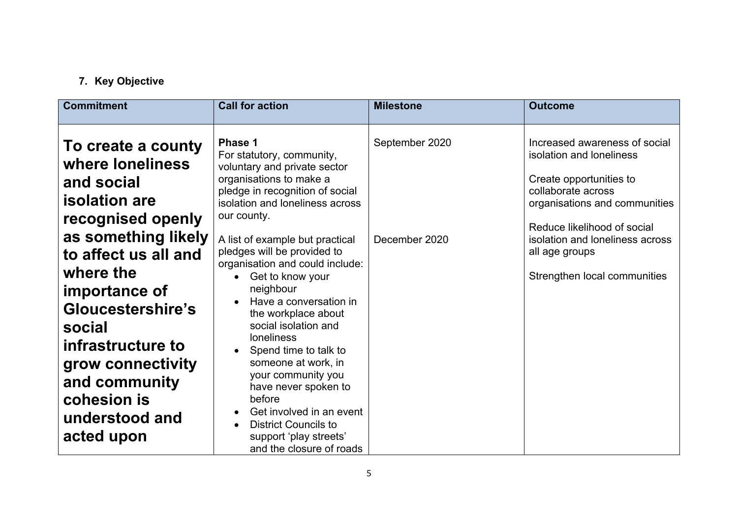## 7. Key Objective

| Commitment | Call for action | Milestone | Outcome |
|---|---|---|---|
| **To create a county where loneliness and social isolation are recognised openly as something likely to affect us all and where the importance of Gloucestershire's social infrastructure to grow connectivity and community cohesion is understood and acted upon** | **Phase 1**<br>For statutory, community, voluntary and private sector organisations to make a pledge in recognition of social isolation and loneliness across our county.<br><br>A list of example but practical pledges will be provided to organisation and could include:<br>• Get to know your neighbour<br>• Have a conversation in the workplace about social isolation and loneliness<br>• Spend time to talk to someone at work, in your community you have never spoken to before<br>• Get involved in an event<br>• District Councils to support 'play streets' and the closure of roads | September 2020<br><br>December 2020 | Increased awareness of social isolation and loneliness<br><br>Create opportunities to collaborate across organisations and communities<br><br>Reduce likelihood of social isolation and loneliness across all age groups<br><br>Strengthen local communities |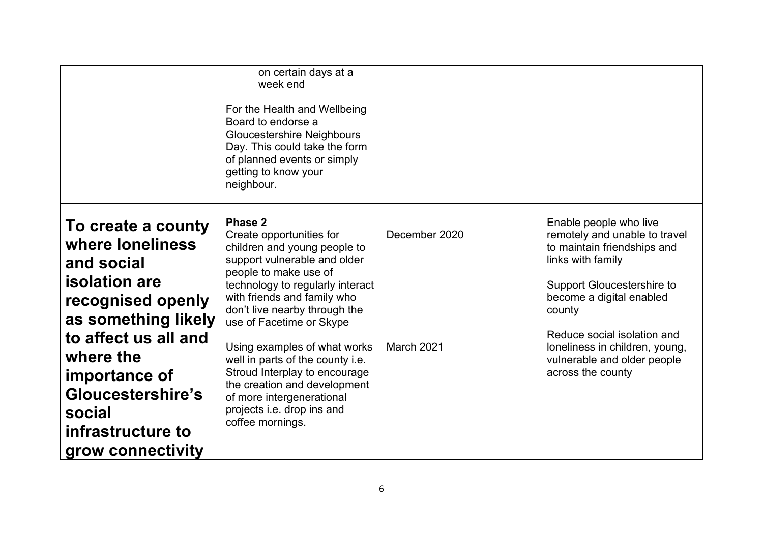| | | | |
|---|---|---|---|
| | on certain days at a week end<br><br>For the Health and Wellbeing Board to endorse a Gloucestershire Neighbours Day. This could take the form of planned events or simply getting to know your neighbour. | | |
| **To create a county where loneliness and social isolation are recognised openly as something likely to affect us all and where the importance of Gloucestershire's social infrastructure to grow connectivity** | **Phase 2**<br>Create opportunities for children and young people to support vulnerable and older people to make use of technology to regularly interact with friends and family who don't live nearby through the use of Facetime or Skype<br><br>Using examples of what works well in parts of the county i.e. Stroud Interplay to encourage the creation and development of more intergenerational projects i.e. drop ins and coffee mornings. | December 2020<br><br>March 2021 | Enable people who live remotely and unable to travel to maintain friendships and links with family<br><br>Support Gloucestershire to become a digital enabled county<br><br>Reduce social isolation and loneliness in children, young, vulnerable and older people across the county |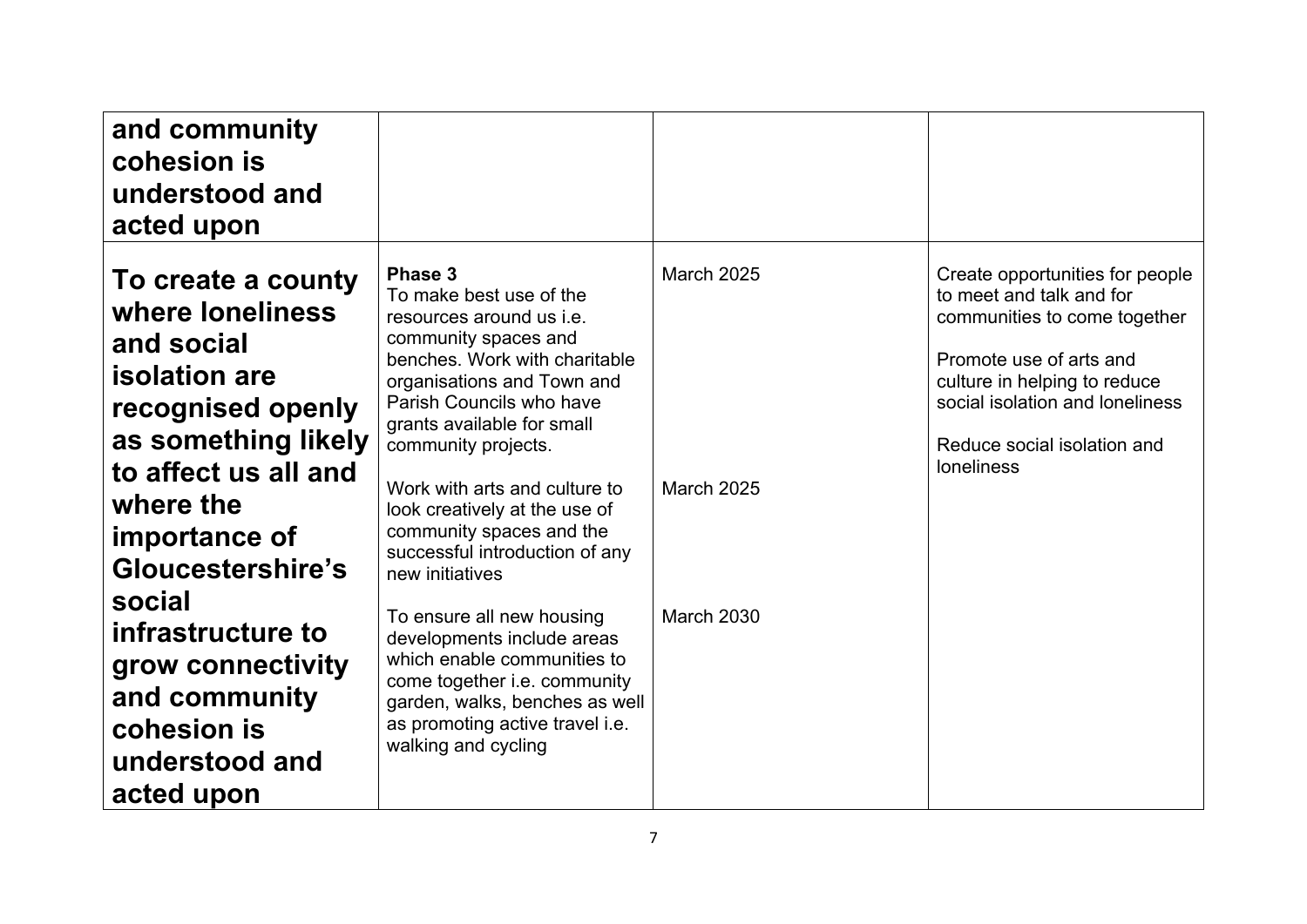| | | | |
|---|---|---|---|
| **and community cohesion is understood and acted upon** | | | |
| **To create a county where loneliness and social isolation are recognised openly as something likely to affect us all and where the importance of Gloucestershire's social infrastructure to grow connectivity and community cohesion is understood and acted upon** | **Phase 3**<br>To make best use of the resources around us i.e. community spaces and benches. Work with charitable organisations and Town and Parish Councils who have grants available for small community projects.<br><br>Work with arts and culture to look creatively at the use of community spaces and the successful introduction of any new initiatives<br><br>To ensure all new housing developments include areas which enable communities to come together i.e. community garden, walks, benches as well as promoting active travel i.e. walking and cycling | March 2025<br><br>March 2025<br><br>March 2030 | Create opportunities for people to meet and talk and for communities to come together<br><br>Promote use of arts and culture in helping to reduce social isolation and loneliness<br><br>Reduce social isolation and loneliness |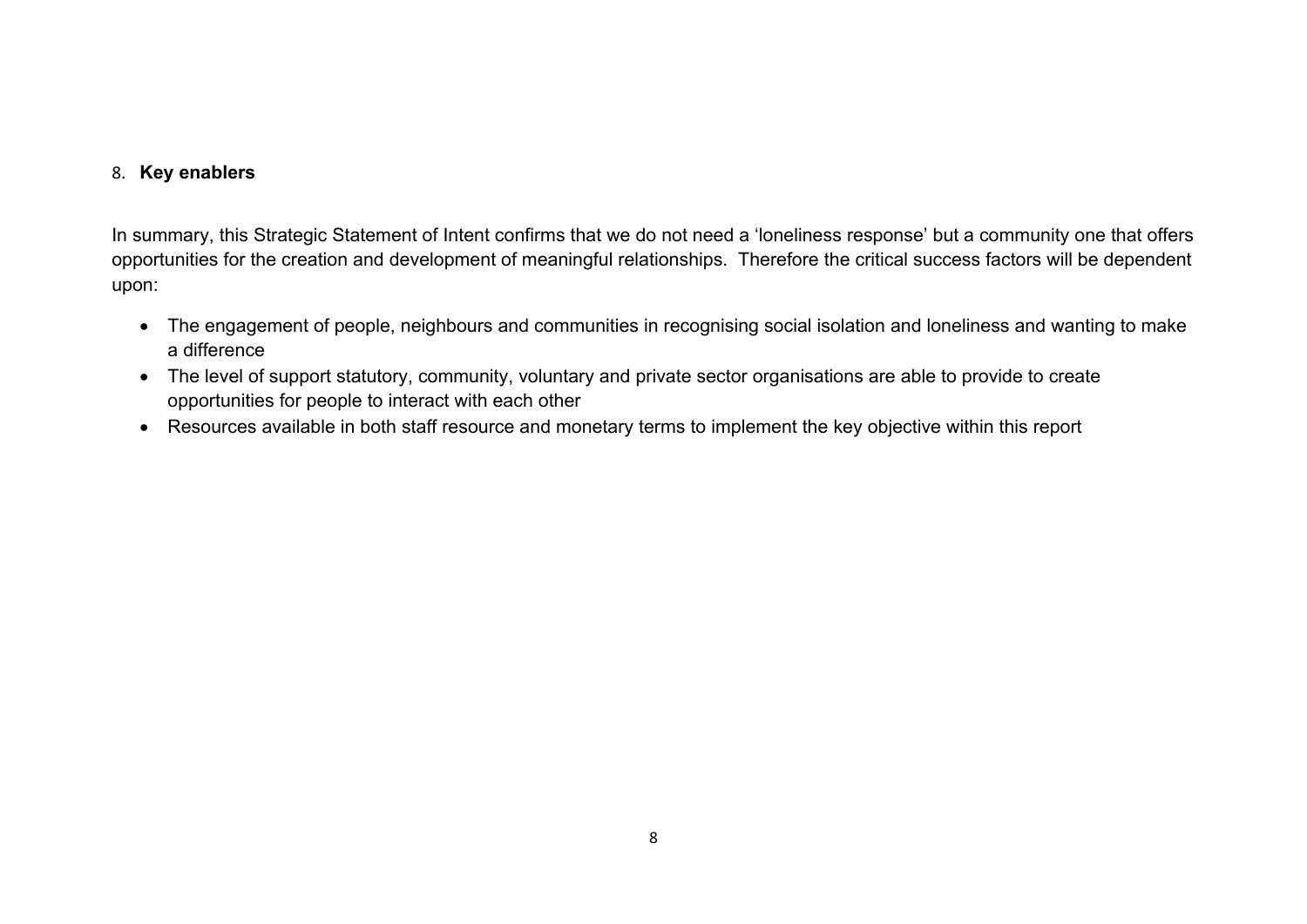## 8. **Key enablers**

In summary, this Strategic Statement of Intent confirms that we do not need a 'loneliness response' but a community one that offers opportunities for the creation and development of meaningful relationships. Therefore the critical success factors will be dependent upon:

- The engagement of people, neighbours and communities in recognising social isolation and loneliness and wanting to make a difference
- The level of support statutory, community, voluntary and private sector organisations are able to provide to create opportunities for people to interact with each other
- Resources available in both staff resource and monetary terms to implement the key objective within this report